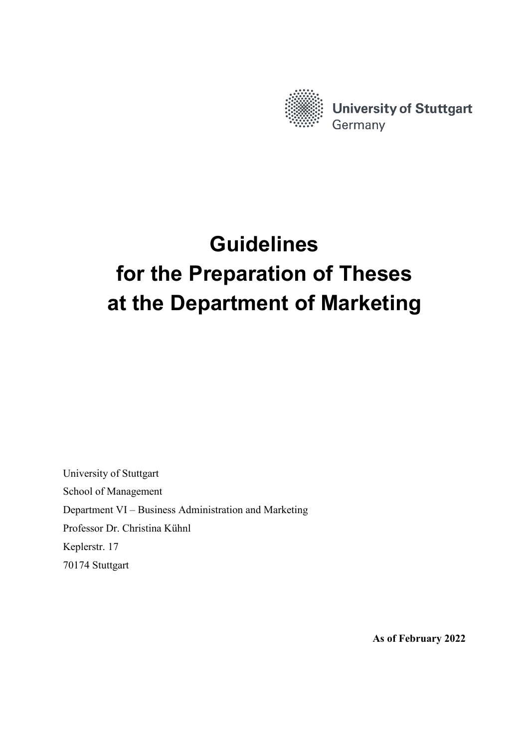University of Stuttgart
Germany

# Guidelines for the Preparation of Theses at the Department of Marketing

University of Stuttgart

School of Management

Department VI – Business Administration and Marketing

Professor Dr. Christina Kühnl

Keplerstr. 17

70174 Stuttgart

**As of February 2022**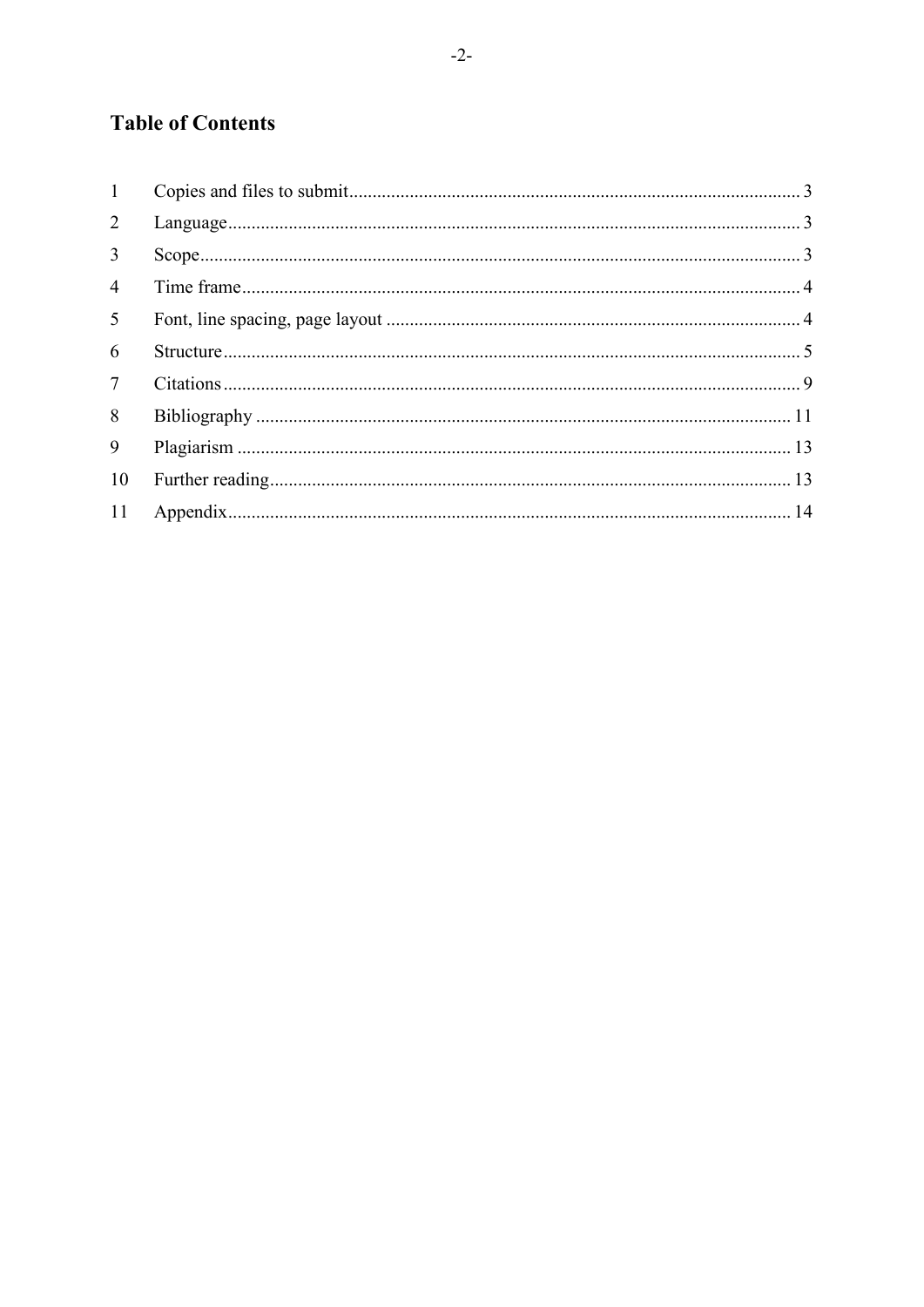# Table of Contents

| | | |
|---|---|---|
| 1 | Copies and files to submit | 3 |
| 2 | Language | 3 |
| 3 | Scope | 3 |
| 4 | Time frame | 4 |
| 5 | Font, line spacing, page layout | 4 |
| 6 | Structure | 5 |
| 7 | Citations | 9 |
| 8 | Bibliography | 11 |
| 9 | Plagiarism | 13 |
| 10 | Further reading | 13 |
| 11 | Appendix | 14 |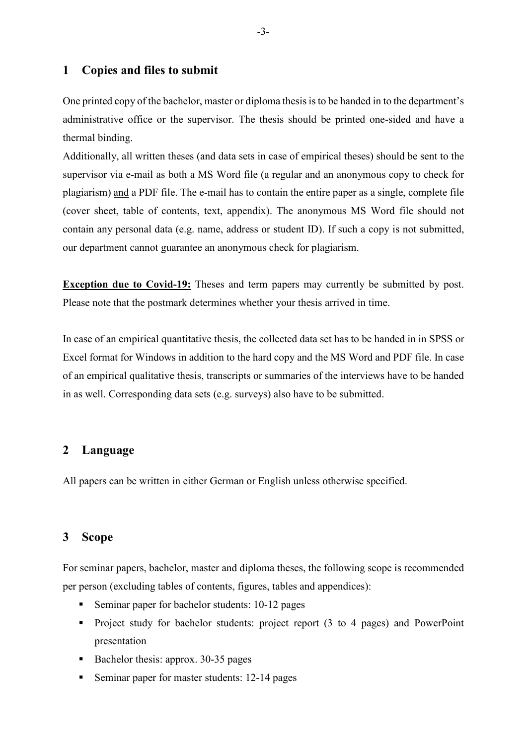# 1 Copies and files to submit

One printed copy of the bachelor, master or diploma thesis is to be handed in to the department's administrative office or the supervisor. The thesis should be printed one-sided and have a thermal binding.

Additionally, all written theses (and data sets in case of empirical theses) should be sent to the supervisor via e-mail as both a MS Word file (a regular and an anonymous copy to check for plagiarism) <u>and</u> a PDF file. The e-mail has to contain the entire paper as a single, complete file (cover sheet, table of contents, text, appendix). The anonymous MS Word file should not contain any personal data (e.g. name, address or student ID). If such a copy is not submitted, our department cannot guarantee an anonymous check for plagiarism.

**<u>Exception due to Covid-19:</u>** Theses and term papers may currently be submitted by post. Please note that the postmark determines whether your thesis arrived in time.

In case of an empirical quantitative thesis, the collected data set has to be handed in in SPSS or Excel format for Windows in addition to the hard copy and the MS Word and PDF file. In case of an empirical qualitative thesis, transcripts or summaries of the interviews have to be handed in as well. Corresponding data sets (e.g. surveys) also have to be submitted.

# 2 Language

All papers can be written in either German or English unless otherwise specified.

# 3 Scope

For seminar papers, bachelor, master and diploma theses, the following scope is recommended per person (excluding tables of contents, figures, tables and appendices):

- Seminar paper for bachelor students: 10-12 pages
- Project study for bachelor students: project report (3 to 4 pages) and PowerPoint presentation
- Bachelor thesis: approx. 30-35 pages
- Seminar paper for master students: 12-14 pages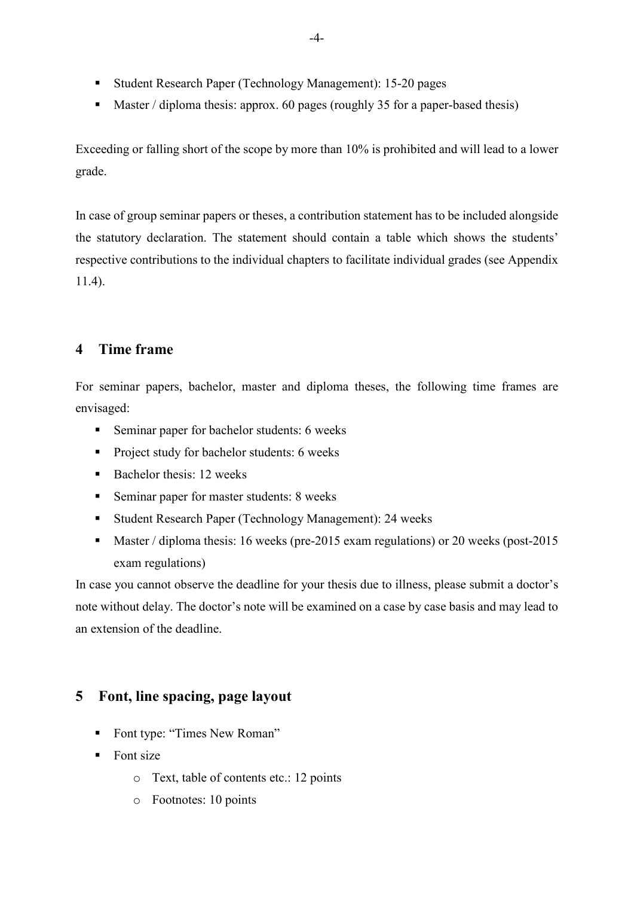- Student Research Paper (Technology Management): 15-20 pages
- Master / diploma thesis: approx. 60 pages (roughly 35 for a paper-based thesis)

Exceeding or falling short of the scope by more than 10% is prohibited and will lead to a lower grade.

In case of group seminar papers or theses, a contribution statement has to be included alongside the statutory declaration. The statement should contain a table which shows the students' respective contributions to the individual chapters to facilitate individual grades (see Appendix 11.4).

## 4 Time frame

For seminar papers, bachelor, master and diploma theses, the following time frames are envisaged:

- Seminar paper for bachelor students: 6 weeks
- Project study for bachelor students: 6 weeks
- Bachelor thesis: 12 weeks
- Seminar paper for master students: 8 weeks
- Student Research Paper (Technology Management): 24 weeks
- Master / diploma thesis: 16 weeks (pre-2015 exam regulations) or 20 weeks (post-2015 exam regulations)

In case you cannot observe the deadline for your thesis due to illness, please submit a doctor's note without delay. The doctor's note will be examined on a case by case basis and may lead to an extension of the deadline.

## 5 Font, line spacing, page layout

- Font type: "Times New Roman"
- Font size
  - Text, table of contents etc.: 12 points
  - Footnotes: 10 points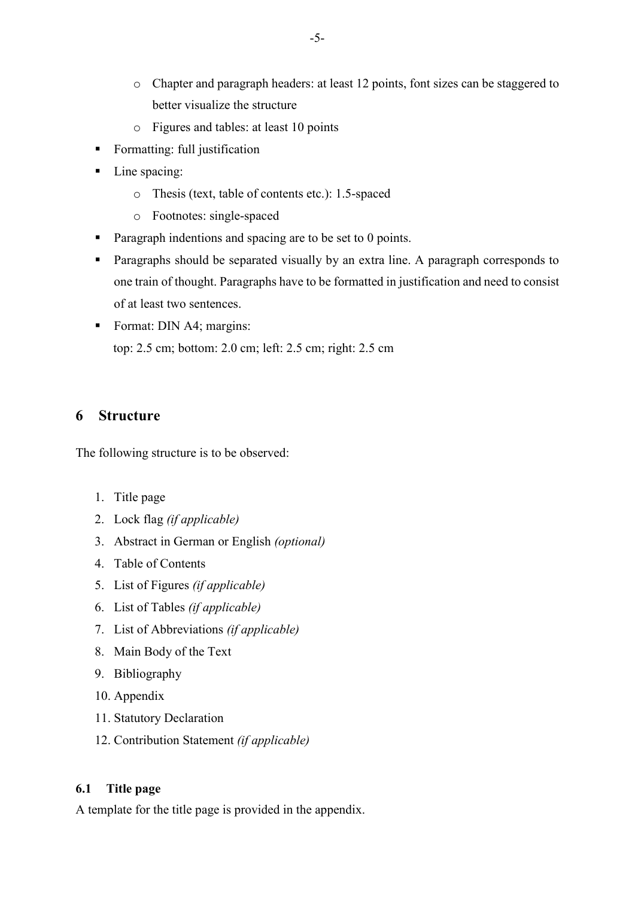- Chapter and paragraph headers: at least 12 points, font sizes can be staggered to better visualize the structure
  - Figures and tables: at least 10 points
- Formatting: full justification
- Line spacing:
  - Thesis (text, table of contents etc.): 1.5-spaced
  - Footnotes: single-spaced
- Paragraph indentions and spacing are to be set to 0 points.
- Paragraphs should be separated visually by an extra line. A paragraph corresponds to one train of thought. Paragraphs have to be formatted in justification and need to consist of at least two sentences.
- Format: DIN A4; margins:
  top: 2.5 cm; bottom: 2.0 cm; left: 2.5 cm; right: 2.5 cm

# 6 Structure

The following structure is to be observed:

1. Title page
2. Lock flag *(if applicable)*
3. Abstract in German or English *(optional)*
4. Table of Contents
5. List of Figures *(if applicable)*
6. List of Tables *(if applicable)*
7. List of Abbreviations *(if applicable)*
8. Main Body of the Text
9. Bibliography
10. Appendix
11. Statutory Declaration
12. Contribution Statement *(if applicable)*

## 6.1 Title page

A template for the title page is provided in the appendix.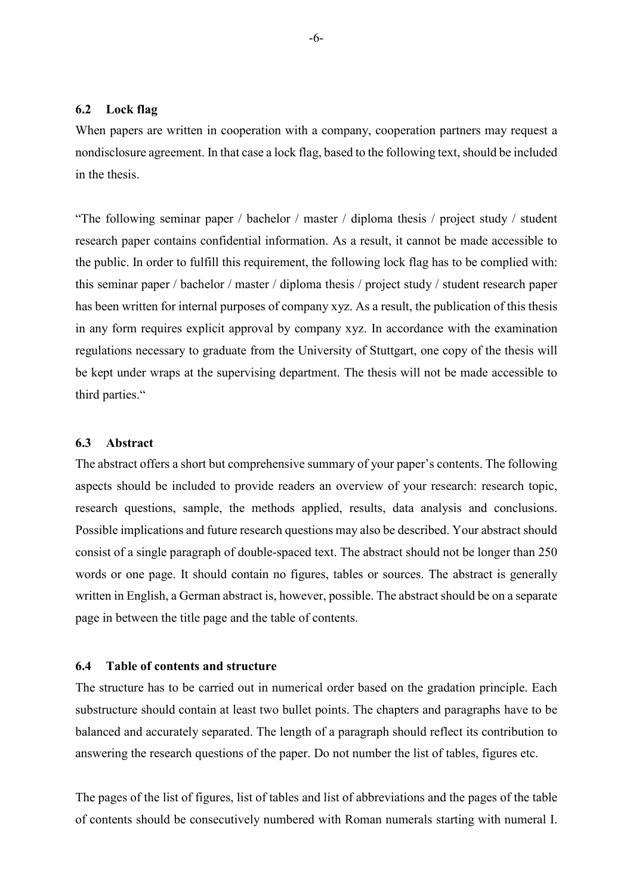## 6.2 Lock flag

When papers are written in cooperation with a company, cooperation partners may request a nondisclosure agreement. In that case a lock flag, based to the following text, should be included in the thesis.

"The following seminar paper / bachelor / master / diploma thesis / project study / student research paper contains confidential information. As a result, it cannot be made accessible to the public. In order to fulfill this requirement, the following lock flag has to be complied with: this seminar paper / bachelor / master / diploma thesis / project study / student research paper has been written for internal purposes of company xyz. As a result, the publication of this thesis in any form requires explicit approval by company xyz. In accordance with the examination regulations necessary to graduate from the University of Stuttgart, one copy of the thesis will be kept under wraps at the supervising department. The thesis will not be made accessible to third parties."

## 6.3 Abstract

The abstract offers a short but comprehensive summary of your paper's contents. The following aspects should be included to provide readers an overview of your research: research topic, research questions, sample, the methods applied, results, data analysis and conclusions. Possible implications and future research questions may also be described. Your abstract should consist of a single paragraph of double-spaced text. The abstract should not be longer than 250 words or one page. It should contain no figures, tables or sources. The abstract is generally written in English, a German abstract is, however, possible. The abstract should be on a separate page in between the title page and the table of contents.

## 6.4 Table of contents and structure

The structure has to be carried out in numerical order based on the gradation principle. Each substructure should contain at least two bullet points. The chapters and paragraphs have to be balanced and accurately separated. The length of a paragraph should reflect its contribution to answering the research questions of the paper. Do not number the list of tables, figures etc.

The pages of the list of figures, list of tables and list of abbreviations and the pages of the table of contents should be consecutively numbered with Roman numerals starting with numeral I.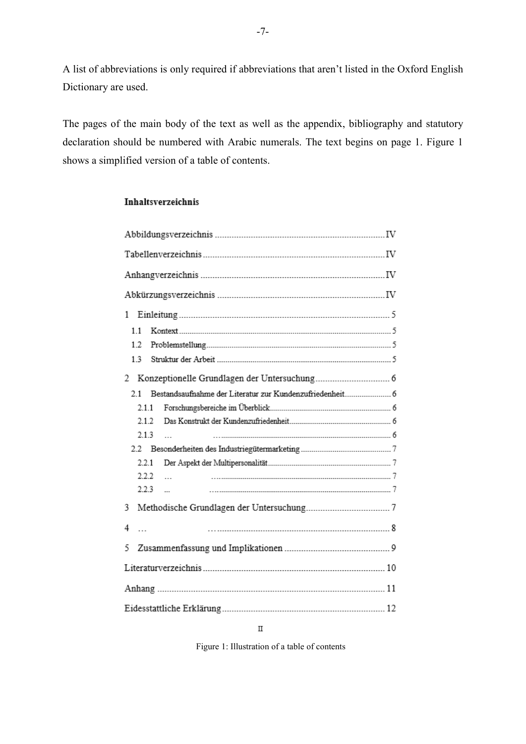A list of abbreviations is only required if abbreviations that aren't listed in the Oxford English Dictionary are used.

The pages of the main body of the text as well as the appendix, bibliography and statutory declaration should be numbered with Arabic numerals. The text begins on page 1. Figure 1 shows a simplified version of a table of contents.

**Inhaltsverzeichnis**

Abbildungsverzeichnis ............................................................ IV

Tabellenverzeichnis ............................................................ IV

Anhangverzeichnis ............................................................ IV

Abkürzungsverzeichnis ............................................................ IV

1 Einleitung ............................................................ 5

  1.1 Kontext ............................................................ 5

  1.2 Problemstellung ............................................................ 5

  1.3 Struktur der Arbeit ............................................................ 5

2 Konzeptionelle Grundlagen der Untersuchung ............................................................ 6

  2.1 Bestandsaufnahme der Literatur zur Kundenzufriedenheit ............................................................ 6

    2.1.1 Forschungsbereiche im Überblick ............................................................ 6

    2.1.2 Das Konstrukt der Kundenzufriedenheit ............................................................ 6

    2.1.3 … ............................................................ 6

  2.2 Besonderheiten des Industriegütermarketing ............................................................ 7

    2.2.1 Der Aspekt der Multipersonalität ............................................................ 7

    2.2.2 … ............................................................ 7

    2.2.3 ... ............................................................ 7

3 Methodische Grundlagen der Untersuchung ............................................................ 7

4 … ............................................................ 8

5 Zusammenfassung und Implikationen ............................................................ 9

Literaturverzeichnis ............................................................ 10

Anhang ............................................................ 11

Eidesstattliche Erklärung ............................................................ 12

II

Figure 1: Illustration of a table of contents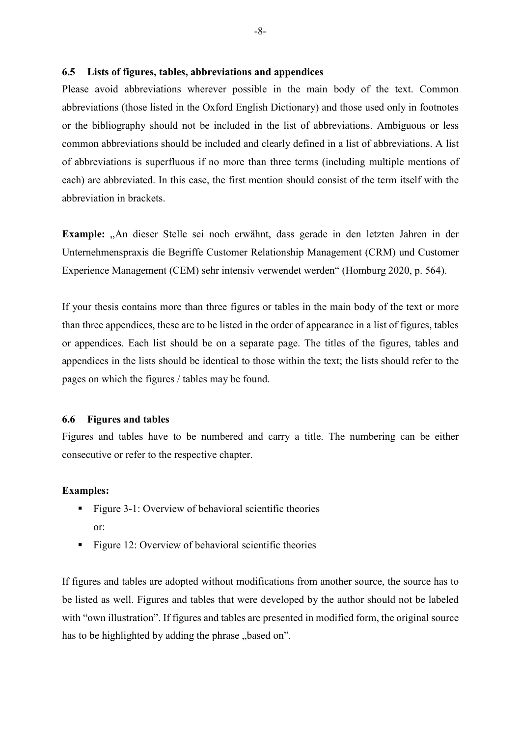### 6.5 Lists of figures, tables, abbreviations and appendices

Please avoid abbreviations wherever possible in the main body of the text. Common abbreviations (those listed in the Oxford English Dictionary) and those used only in footnotes or the bibliography should not be included in the list of abbreviations. Ambiguous or less common abbreviations should be included and clearly defined in a list of abbreviations. A list of abbreviations is superfluous if no more than three terms (including multiple mentions of each) are abbreviated. In this case, the first mention should consist of the term itself with the abbreviation in brackets.

**Example:** „An dieser Stelle sei noch erwähnt, dass gerade in den letzten Jahren in der Unternehmenspraxis die Begriffe Customer Relationship Management (CRM) und Customer Experience Management (CEM) sehr intensiv verwendet werden“ (Homburg 2020, p. 564).

If your thesis contains more than three figures or tables in the main body of the text or more than three appendices, these are to be listed in the order of appearance in a list of figures, tables or appendices. Each list should be on a separate page. The titles of the figures, tables and appendices in the lists should be identical to those within the text; the lists should refer to the pages on which the figures / tables may be found.

### 6.6 Figures and tables

Figures and tables have to be numbered and carry a title. The numbering can be either consecutive or refer to the respective chapter.

**Examples:**

- Figure 3-1: Overview of behavioral scientific theories
  or:
- Figure 12: Overview of behavioral scientific theories

If figures and tables are adopted without modifications from another source, the source has to be listed as well. Figures and tables that were developed by the author should not be labeled with “own illustration”. If figures and tables are presented in modified form, the original source has to be highlighted by adding the phrase „based on”.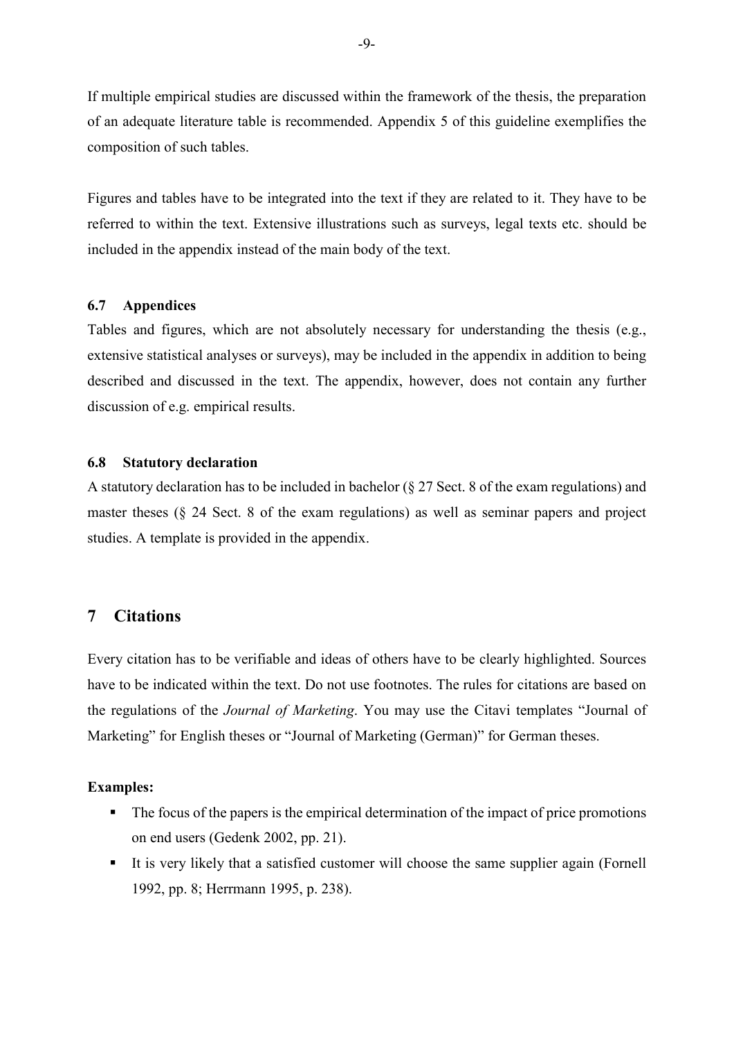If multiple empirical studies are discussed within the framework of the thesis, the preparation of an adequate literature table is recommended. Appendix 5 of this guideline exemplifies the composition of such tables.

Figures and tables have to be integrated into the text if they are related to it. They have to be referred to within the text. Extensive illustrations such as surveys, legal texts etc. should be included in the appendix instead of the main body of the text.

### 6.7 Appendices

Tables and figures, which are not absolutely necessary for understanding the thesis (e.g., extensive statistical analyses or surveys), may be included in the appendix in addition to being described and discussed in the text. The appendix, however, does not contain any further discussion of e.g. empirical results.

### 6.8 Statutory declaration

A statutory declaration has to be included in bachelor (§ 27 Sect. 8 of the exam regulations) and master theses (§ 24 Sect. 8 of the exam regulations) as well as seminar papers and project studies. A template is provided in the appendix.

## 7 Citations

Every citation has to be verifiable and ideas of others have to be clearly highlighted. Sources have to be indicated within the text. Do not use footnotes. The rules for citations are based on the regulations of the *Journal of Marketing*. You may use the Citavi templates "Journal of Marketing" for English theses or "Journal of Marketing (German)" for German theses.

**Examples:**

- The focus of the papers is the empirical determination of the impact of price promotions on end users (Gedenk 2002, pp. 21).
- It is very likely that a satisfied customer will choose the same supplier again (Fornell 1992, pp. 8; Herrmann 1995, p. 238).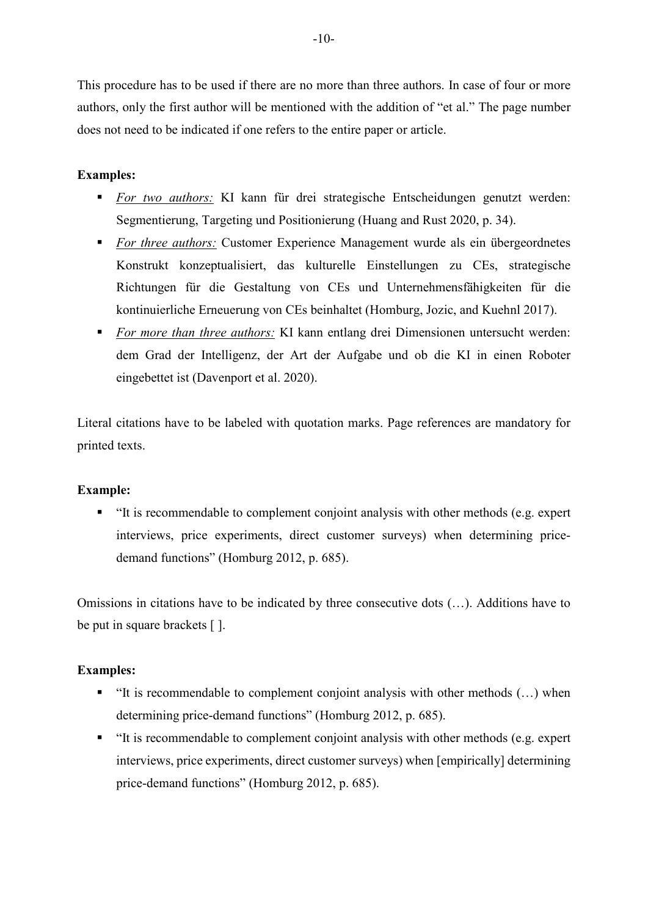This procedure has to be used if there are no more than three authors. In case of four or more authors, only the first author will be mentioned with the addition of "et al." The page number does not need to be indicated if one refers to the entire paper or article.

**Examples:**

- *For two authors:* KI kann für drei strategische Entscheidungen genutzt werden: Segmentierung, Targeting und Positionierung (Huang and Rust 2020, p. 34).
- *For three authors:* Customer Experience Management wurde als ein übergeordnetes Konstrukt konzeptualisiert, das kulturelle Einstellungen zu CEs, strategische Richtungen für die Gestaltung von CEs und Unternehmensfähigkeiten für die kontinuierliche Erneuerung von CEs beinhaltet (Homburg, Jozic, and Kuehnl 2017).
- *For more than three authors:* KI kann entlang drei Dimensionen untersucht werden: dem Grad der Intelligenz, der Art der Aufgabe und ob die KI in einen Roboter eingebettet ist (Davenport et al. 2020).

Literal citations have to be labeled with quotation marks. Page references are mandatory for printed texts.

**Example:**

- "It is recommendable to complement conjoint analysis with other methods (e.g. expert interviews, price experiments, direct customer surveys) when determining price-demand functions" (Homburg 2012, p. 685).

Omissions in citations have to be indicated by three consecutive dots (…). Additions have to be put in square brackets [ ].

**Examples:**

- "It is recommendable to complement conjoint analysis with other methods (…) when determining price-demand functions" (Homburg 2012, p. 685).
- "It is recommendable to complement conjoint analysis with other methods (e.g. expert interviews, price experiments, direct customer surveys) when [empirically] determining price-demand functions" (Homburg 2012, p. 685).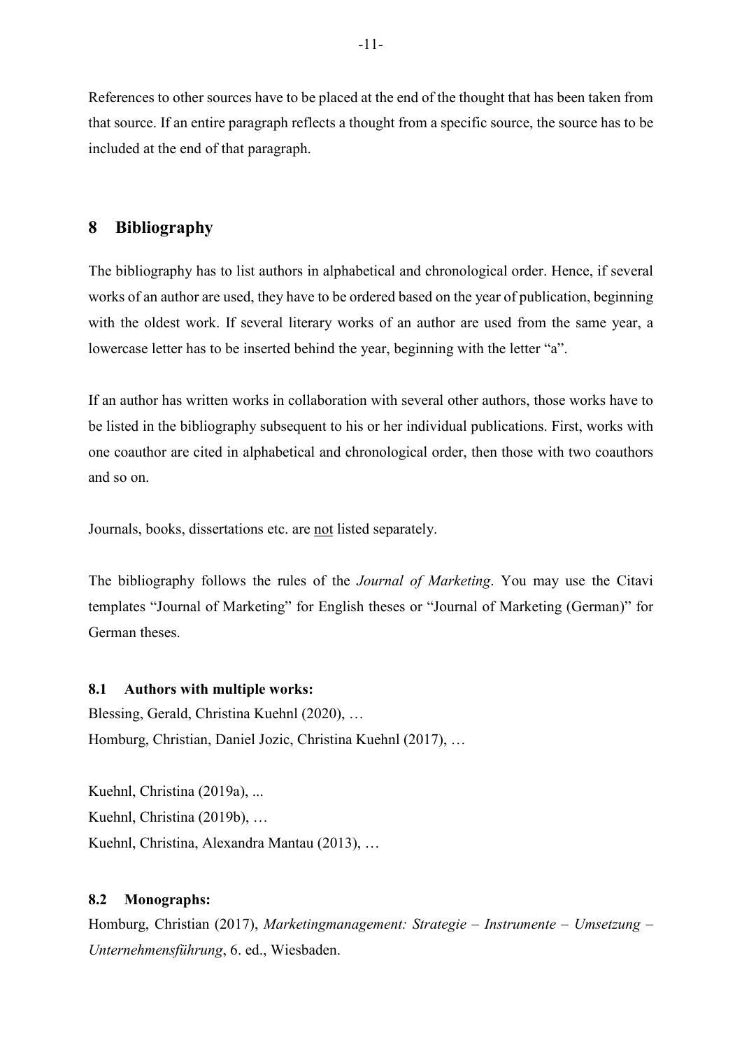References to other sources have to be placed at the end of the thought that has been taken from that source. If an entire paragraph reflects a thought from a specific source, the source has to be included at the end of that paragraph.

# 8 Bibliography

The bibliography has to list authors in alphabetical and chronological order. Hence, if several works of an author are used, they have to be ordered based on the year of publication, beginning with the oldest work. If several literary works of an author are used from the same year, a lowercase letter has to be inserted behind the year, beginning with the letter "a".

If an author has written works in collaboration with several other authors, those works have to be listed in the bibliography subsequent to his or her individual publications. First, works with one coauthor are cited in alphabetical and chronological order, then those with two coauthors and so on.

Journals, books, dissertations etc. are <u>not</u> listed separately.

The bibliography follows the rules of the *Journal of Marketing*. You may use the Citavi templates "Journal of Marketing" for English theses or "Journal of Marketing (German)" for German theses.

## 8.1 Authors with multiple works:

Blessing, Gerald, Christina Kuehnl (2020), …
Homburg, Christian, Daniel Jozic, Christina Kuehnl (2017), …

Kuehnl, Christina (2019a), ...
Kuehnl, Christina (2019b), …
Kuehnl, Christina, Alexandra Mantau (2013), …

## 8.2 Monographs:

Homburg, Christian (2017), *Marketingmanagement: Strategie – Instrumente – Umsetzung – Unternehmensführung*, 6. ed., Wiesbaden.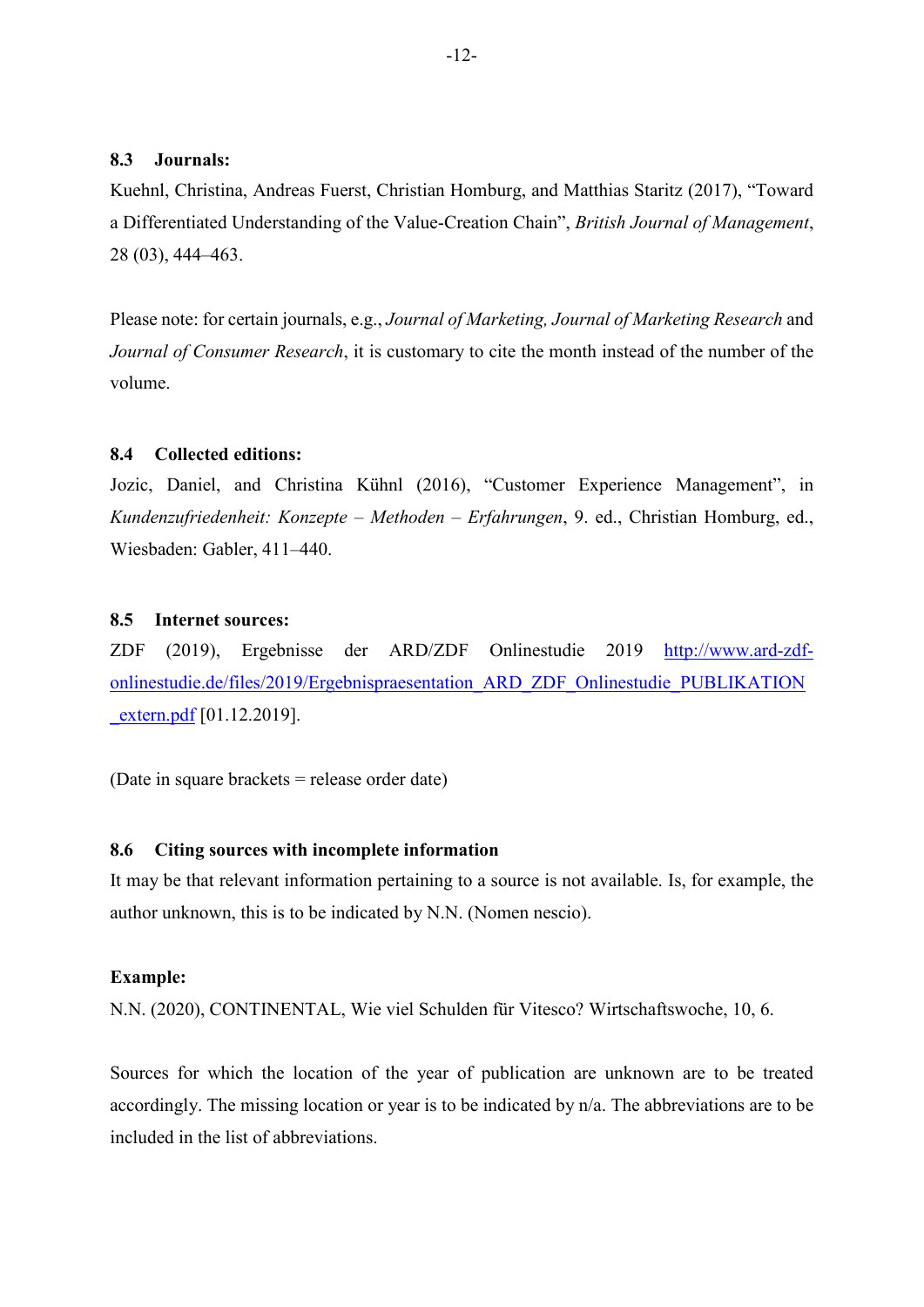### 8.3 Journals:

Kuehnl, Christina, Andreas Fuerst, Christian Homburg, and Matthias Staritz (2017), "Toward a Differentiated Understanding of the Value-Creation Chain", *British Journal of Management*, 28 (03), 444–463.

Please note: for certain journals, e.g., *Journal of Marketing, Journal of Marketing Research* and *Journal of Consumer Research*, it is customary to cite the month instead of the number of the volume.

### 8.4 Collected editions:

Jozic, Daniel, and Christina Kühnl (2016), "Customer Experience Management", in *Kundenzufriedenheit: Konzepte – Methoden – Erfahrungen*, 9. ed., Christian Homburg, ed., Wiesbaden: Gabler, 411–440.

### 8.5 Internet sources:

ZDF (2019), Ergebnisse der ARD/ZDF Onlinestudie 2019 [http://www.ard-zdf-onlinestudie.de/files/2019/Ergebnispraesentation_ARD_ZDF_Onlinestudie_PUBLIKATION_extern.pdf](http://www.ard-zdf-onlinestudie.de/files/2019/Ergebnispraesentation_ARD_ZDF_Onlinestudie_PUBLIKATION_extern.pdf) [01.12.2019].

(Date in square brackets = release order date)

### 8.6 Citing sources with incomplete information

It may be that relevant information pertaining to a source is not available. Is, for example, the author unknown, this is to be indicated by N.N. (Nomen nescio).

**Example:**

N.N. (2020), CONTINENTAL, Wie viel Schulden für Vitesco? Wirtschaftswoche, 10, 6.

Sources for which the location of the year of publication are unknown are to be treated accordingly. The missing location or year is to be indicated by n/a. The abbreviations are to be included in the list of abbreviations.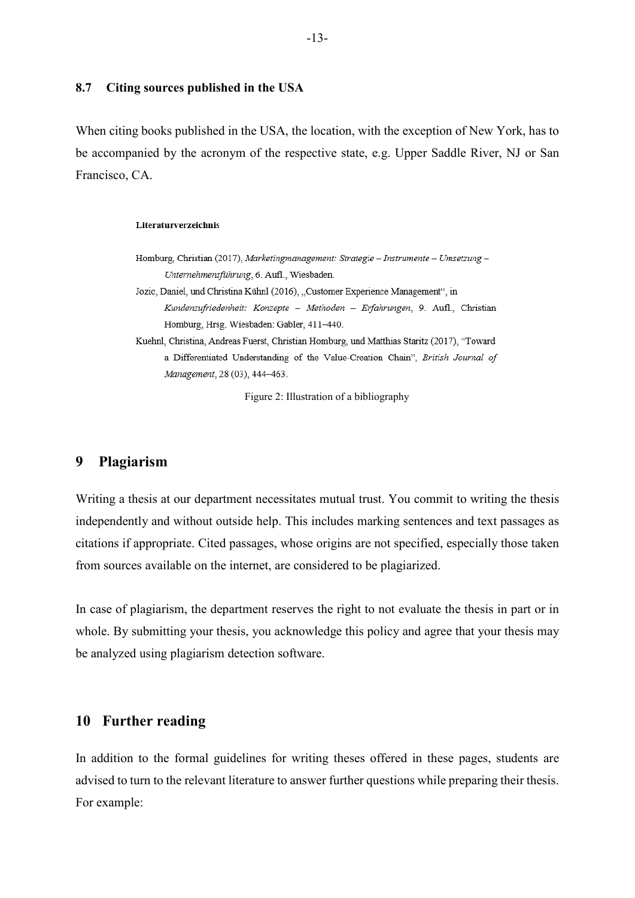### 8.7 Citing sources published in the USA

When citing books published in the USA, the location, with the exception of New York, has to be accompanied by the acronym of the respective state, e.g. Upper Saddle River, NJ or San Francisco, CA.

**Literaturverzeichnis**

Homburg, Christian (2017), *Marketingmanagement: Strategie – Instrumente – Umsetzung – Unternehmensführung*, 6. Aufl., Wiesbaden.

Jozic, Daniel, und Christina Kühnl (2016), „Customer Experience Management", in *Kundenzufriedenheit: Konzepte – Methoden – Erfahrungen*, 9. Aufl., Christian Homburg, Hrsg. Wiesbaden: Gabler, 411–440.

Kuehnl, Christina, Andreas Fuerst, Christian Homburg, und Matthias Staritz (2017), "Toward a Differentiated Understanding of the Value-Creation Chain", *British Journal of Management*, 28 (03), 444–463.

Figure 2: Illustration of a bibliography

## 9 Plagiarism

Writing a thesis at our department necessitates mutual trust. You commit to writing the thesis independently and without outside help. This includes marking sentences and text passages as citations if appropriate. Cited passages, whose origins are not specified, especially those taken from sources available on the internet, are considered to be plagiarized.

In case of plagiarism, the department reserves the right to not evaluate the thesis in part or in whole. By submitting your thesis, you acknowledge this policy and agree that your thesis may be analyzed using plagiarism detection software.

## 10 Further reading

In addition to the formal guidelines for writing theses offered in these pages, students are advised to turn to the relevant literature to answer further questions while preparing their thesis. For example: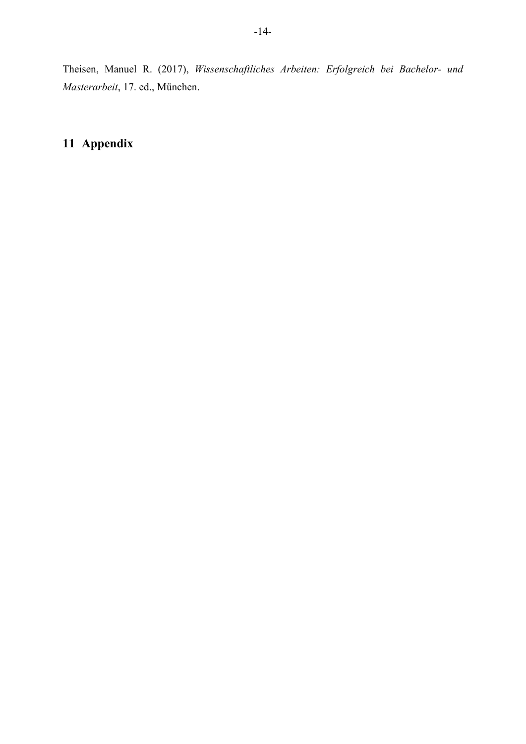Theisen, Manuel R. (2017), *Wissenschaftliches Arbeiten: Erfolgreich bei Bachelor- und Masterarbeit*, 17. ed., München.

# 11 Appendix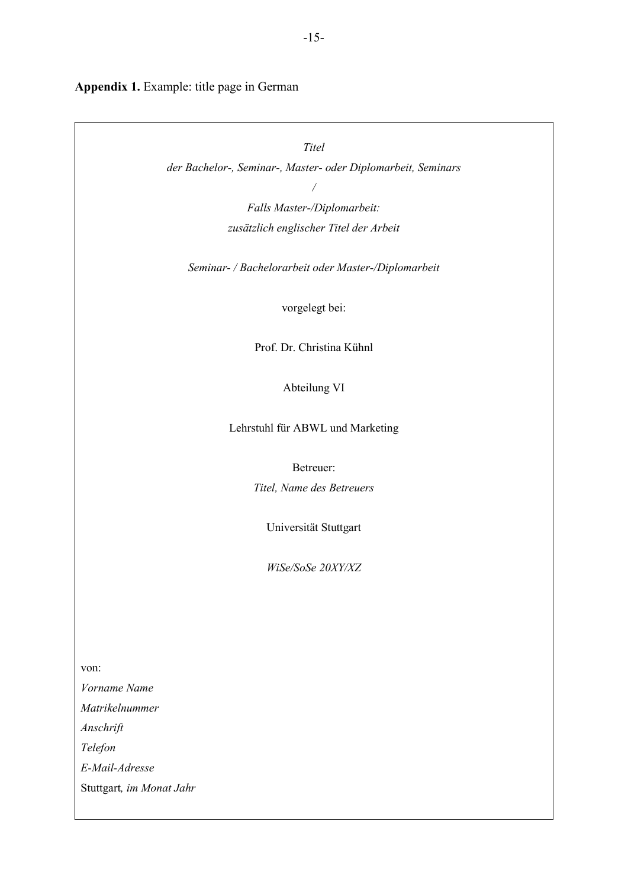**Appendix 1.** Example: title page in German

*Titel*

*der Bachelor-, Seminar-, Master- oder Diplomarbeit, Seminars*

*/*

*Falls Master-/Diplomarbeit:*

*zusätzlich englischer Titel der Arbeit*

*Seminar- / Bachelorarbeit oder Master-/Diplomarbeit*

vorgelegt bei:

Prof. Dr. Christina Kühnl

Abteilung VI

Lehrstuhl für ABWL und Marketing

Betreuer:

*Titel, Name des Betreuers*

Universität Stuttgart

*WiSe/SoSe 20XY/XZ*

von:

*Vorname Name*

*Matrikelnummer*

*Anschrift*

*Telefon*

*E-Mail-Adresse*

Stuttgart*, im Monat Jahr*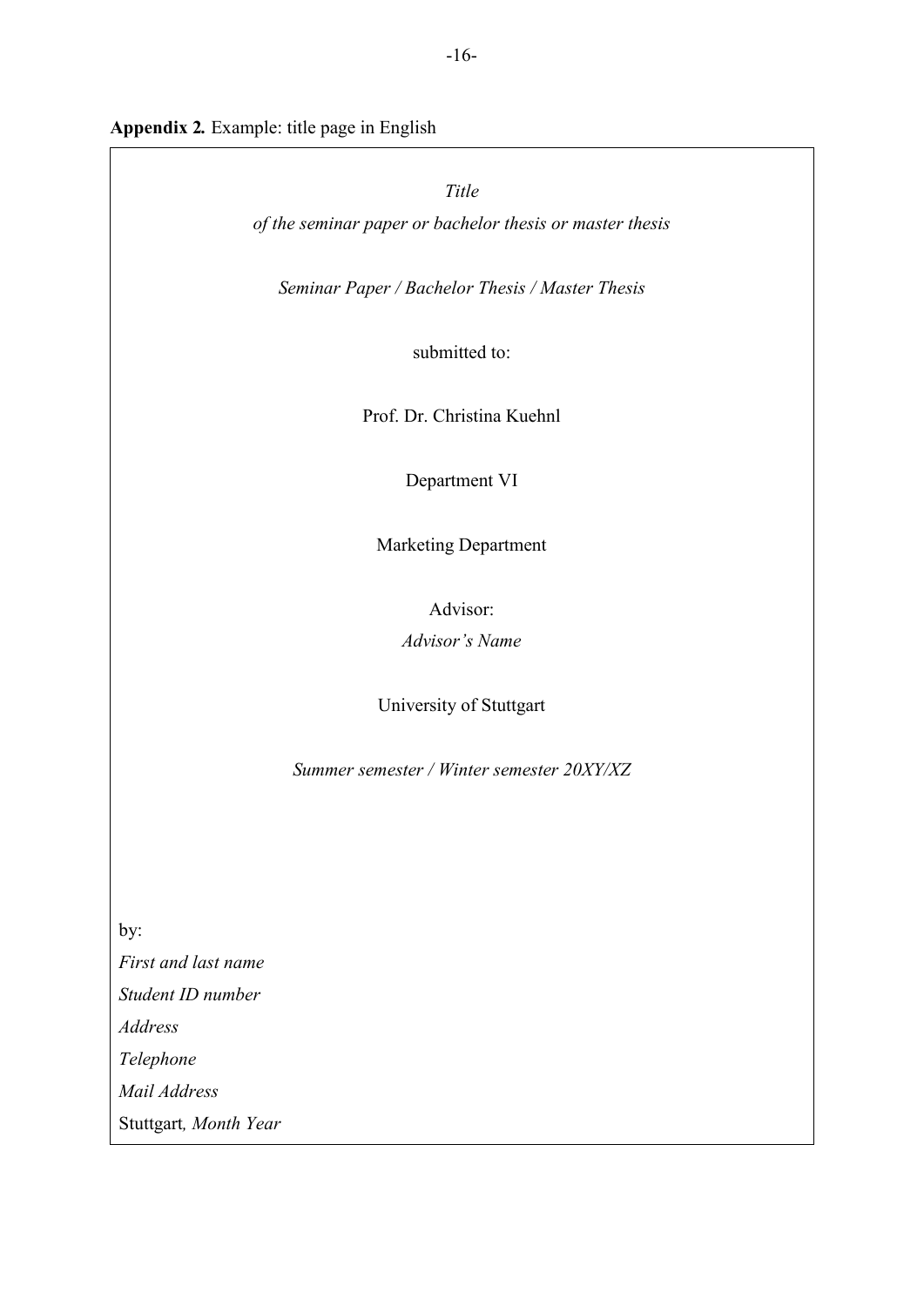**Appendix 2.** Example: title page in English

*Title*

*of the seminar paper or bachelor thesis or master thesis*

*Seminar Paper / Bachelor Thesis / Master Thesis*

submitted to:

Prof. Dr. Christina Kuehnl

Department VI

Marketing Department

Advisor:

*Advisor's Name*

University of Stuttgart

*Summer semester / Winter semester 20XY/XZ*

by:

*First and last name*

*Student ID number*

*Address*

*Telephone*

*Mail Address*

Stuttgart*, Month Year*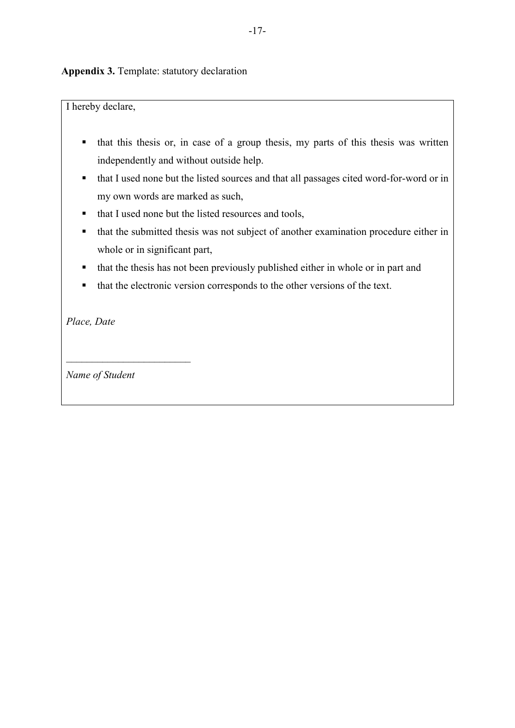**Appendix 3.** Template: statutory declaration

I hereby declare,

- that this thesis or, in case of a group thesis, my parts of this thesis was written independently and without outside help.
- that I used none but the listed sources and that all passages cited word-for-word or in my own words are marked as such,
- that I used none but the listed resources and tools,
- that the submitted thesis was not subject of another examination procedure either in whole or in significant part,
- that the thesis has not been previously published either in whole or in part and
- that the electronic version corresponds to the other versions of the text.

*Place, Date*

________________________

*Name of Student*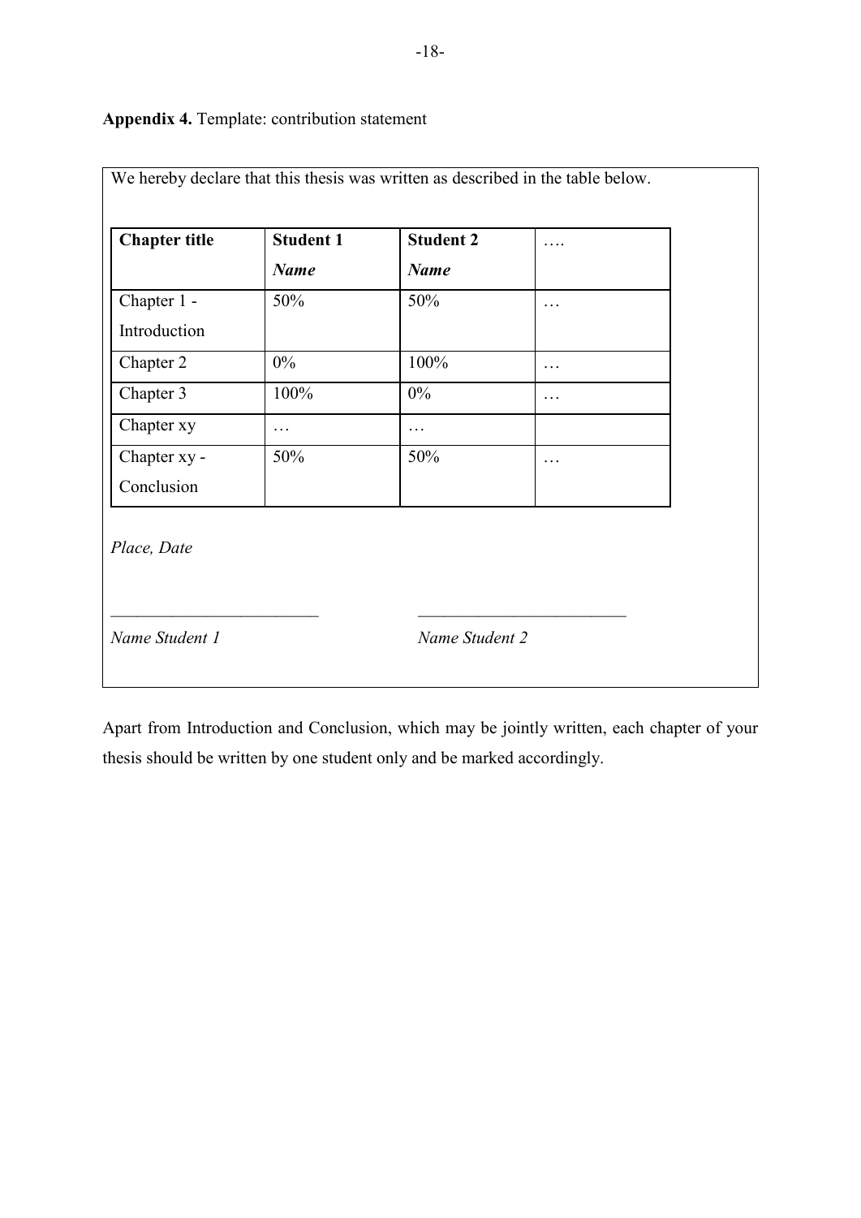**Appendix 4.** Template: contribution statement

We hereby declare that this thesis was written as described in the table below.

| **Chapter title** | **Student 1** ***Name*** | **Student 2** ***Name*** | …. |
| --- | --- | --- | --- |
| Chapter 1 - Introduction | 50% | 50% | … |
| Chapter 2 | 0% | 100% | … |
| Chapter 3 | 100% | 0% | … |
| Chapter xy | … | … | |
| Chapter xy - Conclusion | 50% | 50% | … |

*Place, Date*

\_\_\_\_\_\_\_\_\_\_\_\_\_\_\_\_\_\_\_\_\_\_\_\_\_\_ \_\_\_\_\_\_\_\_\_\_\_\_\_\_\_\_\_\_\_\_\_\_\_\_\_\_

*Name Student 1* *Name Student 2*

Apart from Introduction and Conclusion, which may be jointly written, each chapter of your thesis should be written by one student only and be marked accordingly.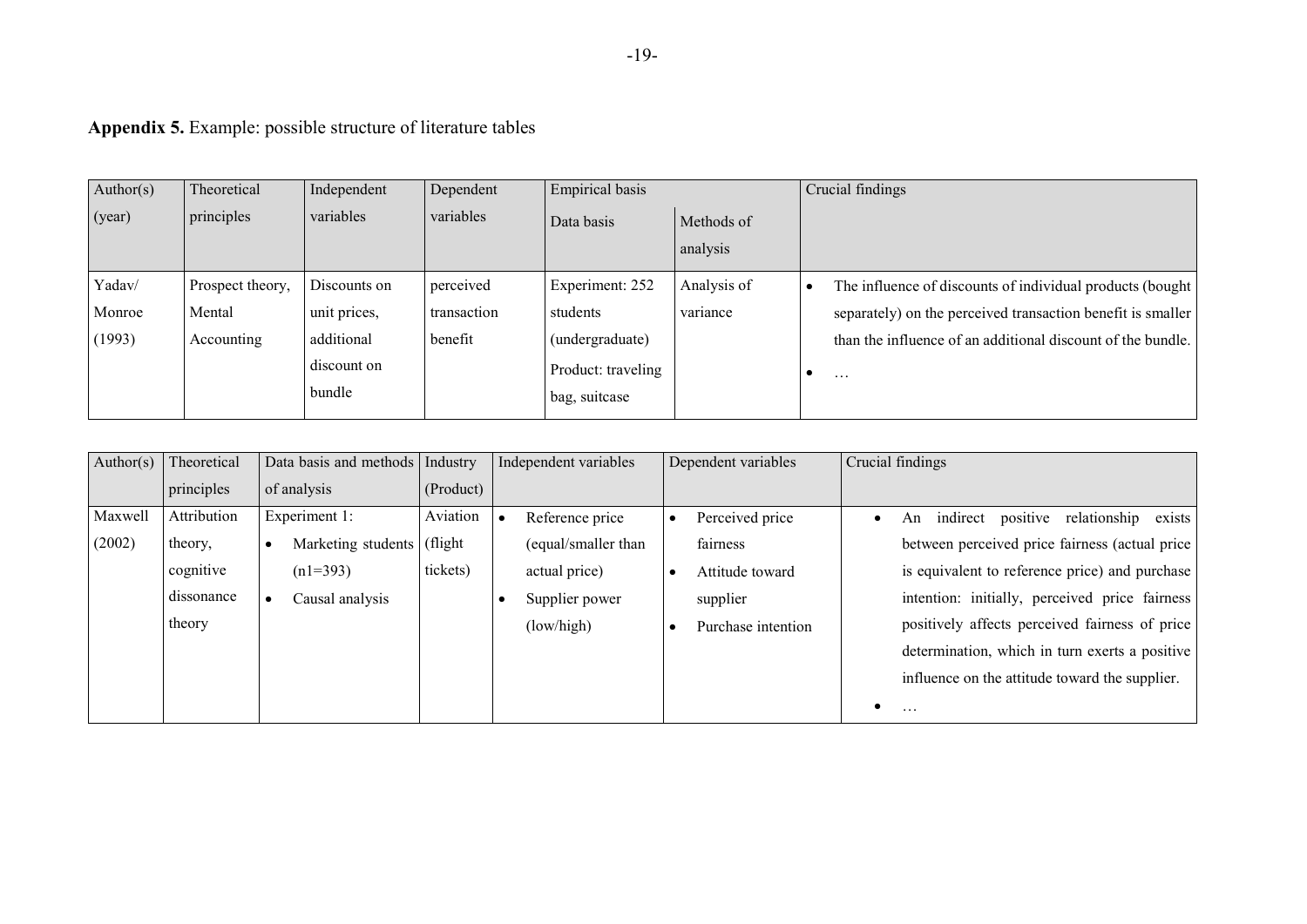**Appendix 5.** Example: possible structure of literature tables

| Author(s) (year) | Theoretical principles | Independent variables | Dependent variables | Empirical basis | | Crucial findings |
|---|---|---|---|---|---|---|
| | | | | Data basis | Methods of analysis | |
| Yadav/ Monroe (1993) | Prospect theory, Mental Accounting | Discounts on unit prices, additional discount on bundle | perceived transaction benefit | Experiment: 252 students (undergraduate)<br>Product: traveling bag, suitcase | Analysis of variance | • The influence of discounts of individual products (bought separately) on the perceived transaction benefit is smaller than the influence of an additional discount of the bundle.<br>• … |

| Author(s) | Theoretical principles | Data basis and methods of analysis | Industry (Product) | Independent variables | Dependent variables | Crucial findings |
|---|---|---|---|---|---|---|
| Maxwell (2002) | Attribution theory, cognitive dissonance theory | Experiment 1:<br>• Marketing students (n1=393)<br>• Causal analysis | Aviation (flight tickets) | • Reference price (equal/smaller than actual price)<br>• Supplier power (low/high) | • Perceived price fairness<br>• Attitude toward supplier<br>• Purchase intention | • An indirect positive relationship exists between perceived price fairness (actual price is equivalent to reference price) and purchase intention: initially, perceived price fairness positively affects perceived fairness of price determination, which in turn exerts a positive influence on the attitude toward the supplier.<br>• … |